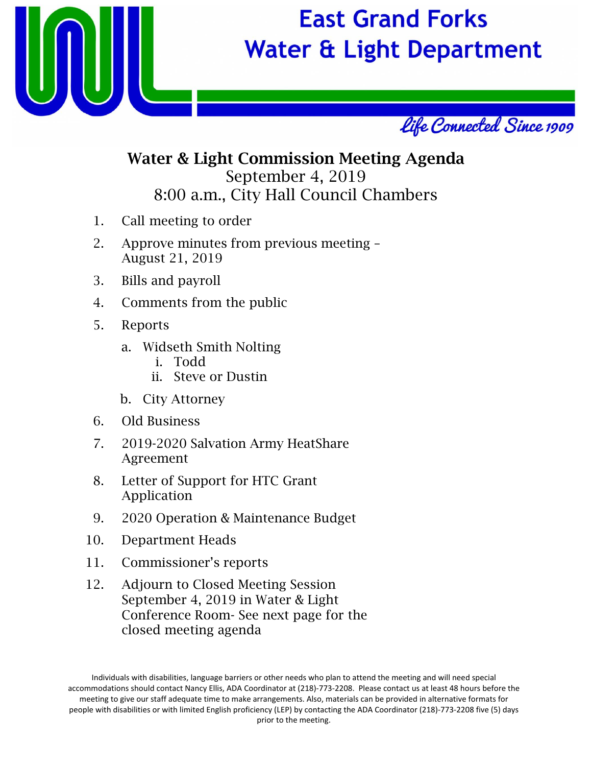# East Grand Forks Water & Light Department

*Life Connected Since 1909*

## Water & Light Commission Meeting Agenda

September 4, 2019

8:00 a.m., City Hall Council Chambers

1. Call meeting to order
2. Approve minutes from previous meeting – August 21, 2019
3. Bills and payroll
4. Comments from the public
5. Reports
   a. Widseth Smith Nolting
      i. Todd
      ii. Steve or Dustin
   b. City Attorney
6. Old Business
7. 2019-2020 Salvation Army HeatShare Agreement
8. Letter of Support for HTC Grant Application
9. 2020 Operation & Maintenance Budget
10. Department Heads
11. Commissioner's reports
12. Adjourn to Closed Meeting Session September 4, 2019 in Water & Light Conference Room- See next page for the closed meeting agenda

Individuals with disabilities, language barriers or other needs who plan to attend the meeting and will need special accommodations should contact Nancy Ellis, ADA Coordinator at (218)-773-2208. Please contact us at least 48 hours before the meeting to give our staff adequate time to make arrangements. Also, materials can be provided in alternative formats for people with disabilities or with limited English proficiency (LEP) by contacting the ADA Coordinator (218)-773-2208 five (5) days prior to the meeting.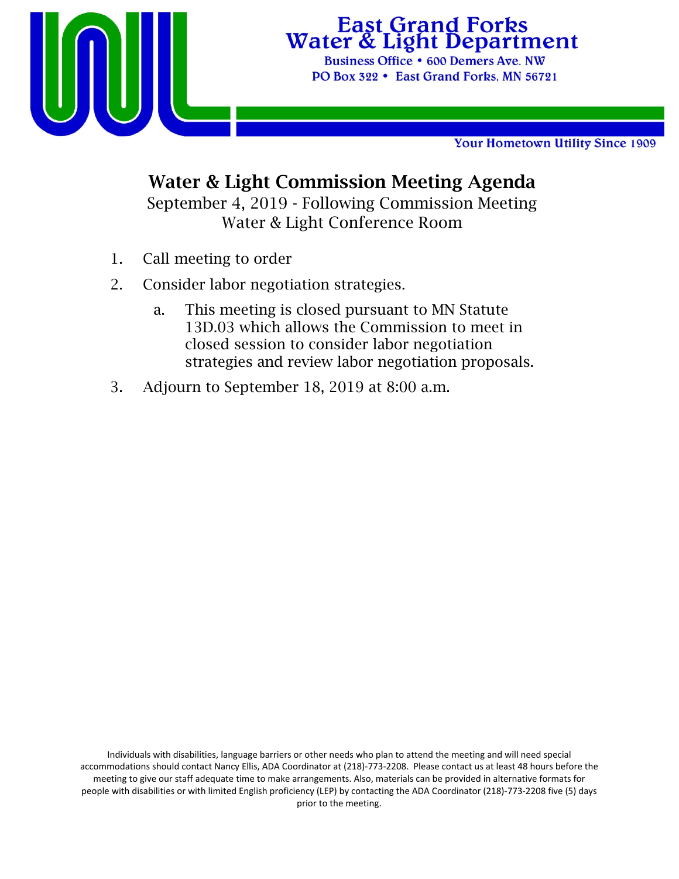East Grand Forks
Water & Light Department
Business Office • 600 Demers Ave. NW
PO Box 322 • East Grand Forks, MN 56721

Your Hometown Utility Since 1909

# Water & Light Commission Meeting Agenda

September 4, 2019 - Following Commission Meeting
Water & Light Conference Room

1. Call meeting to order
2. Consider labor negotiation strategies.
    a. This meeting is closed pursuant to MN Statute 13D.03 which allows the Commission to meet in closed session to consider labor negotiation strategies and review labor negotiation proposals.
3. Adjourn to September 18, 2019 at 8:00 a.m.

Individuals with disabilities, language barriers or other needs who plan to attend the meeting and will need special accommodations should contact Nancy Ellis, ADA Coordinator at (218)-773-2208. Please contact us at least 48 hours before the meeting to give our staff adequate time to make arrangements. Also, materials can be provided in alternative formats for people with disabilities or with limited English proficiency (LEP) by contacting the ADA Coordinator (218)-773-2208 five (5) days prior to the meeting.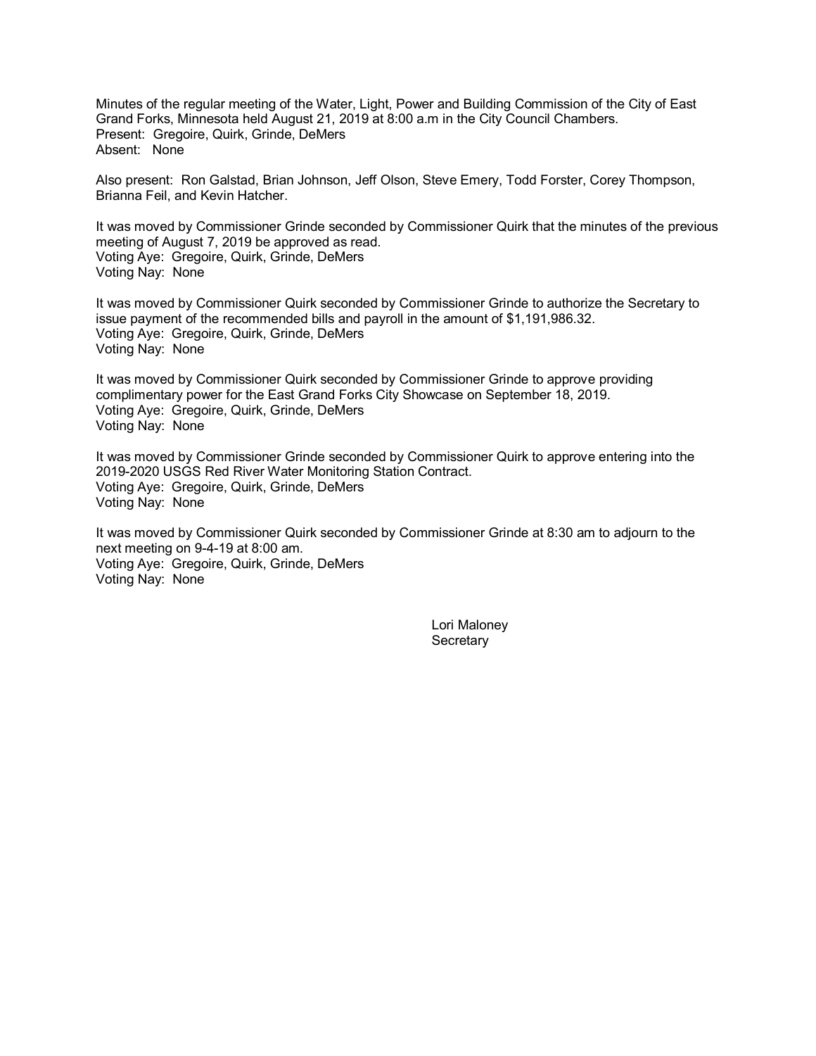Minutes of the regular meeting of the Water, Light, Power and Building Commission of the City of East Grand Forks, Minnesota held August 21, 2019 at 8:00 a.m in the City Council Chambers.
Present: Gregoire, Quirk, Grinde, DeMers
Absent: None

Also present: Ron Galstad, Brian Johnson, Jeff Olson, Steve Emery, Todd Forster, Corey Thompson, Brianna Feil, and Kevin Hatcher.

It was moved by Commissioner Grinde seconded by Commissioner Quirk that the minutes of the previous meeting of August 7, 2019 be approved as read.
Voting Aye: Gregoire, Quirk, Grinde, DeMers
Voting Nay: None

It was moved by Commissioner Quirk seconded by Commissioner Grinde to authorize the Secretary to issue payment of the recommended bills and payroll in the amount of $1,191,986.32.
Voting Aye: Gregoire, Quirk, Grinde, DeMers
Voting Nay: None

It was moved by Commissioner Quirk seconded by Commissioner Grinde to approve providing complimentary power for the East Grand Forks City Showcase on September 18, 2019.
Voting Aye: Gregoire, Quirk, Grinde, DeMers
Voting Nay: None

It was moved by Commissioner Grinde seconded by Commissioner Quirk to approve entering into the 2019-2020 USGS Red River Water Monitoring Station Contract.
Voting Aye: Gregoire, Quirk, Grinde, DeMers
Voting Nay: None

It was moved by Commissioner Quirk seconded by Commissioner Grinde at 8:30 am to adjourn to the next meeting on 9-4-19 at 8:00 am.
Voting Aye: Gregoire, Quirk, Grinde, DeMers
Voting Nay: None

Lori Maloney
Secretary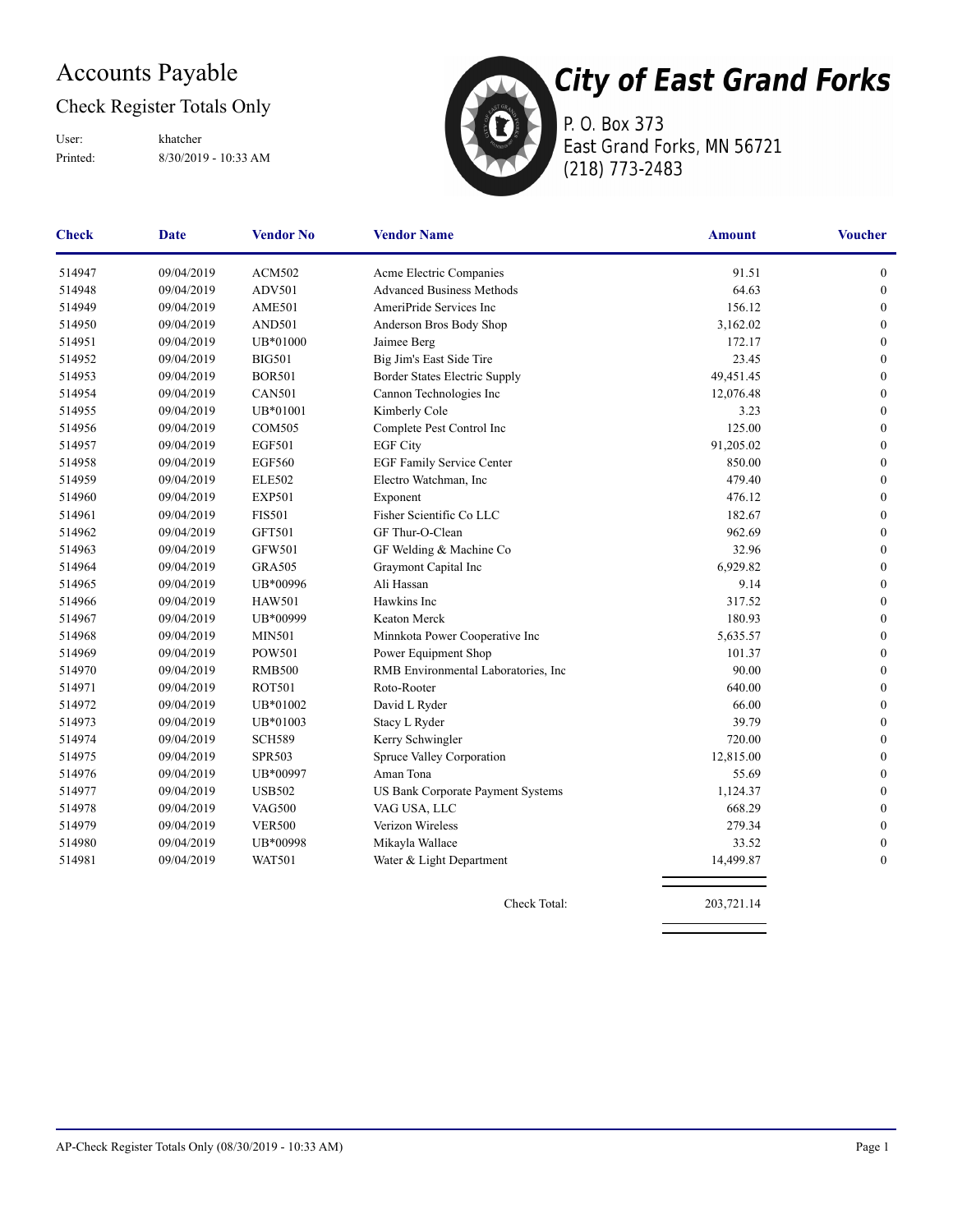# Accounts Payable

## Check Register Totals Only

User: khatcher
Printed: 8/30/2019 - 10:33 AM

**City of East Grand Forks**
P. O. Box 373
East Grand Forks, MN 56721
(218) 773-2483

| Check | Date | Vendor No | Vendor Name | Amount | Voucher |
|---|---|---|---|---|---|
| 514947 | 09/04/2019 | ACM502 | Acme Electric Companies | 91.51 | 0 |
| 514948 | 09/04/2019 | ADV501 | Advanced Business Methods | 64.63 | 0 |
| 514949 | 09/04/2019 | AME501 | AmeriPride Services Inc | 156.12 | 0 |
| 514950 | 09/04/2019 | AND501 | Anderson Bros Body Shop | 3,162.02 | 0 |
| 514951 | 09/04/2019 | UB*01000 | Jaimee Berg | 172.17 | 0 |
| 514952 | 09/04/2019 | BIG501 | Big Jim's East Side Tire | 23.45 | 0 |
| 514953 | 09/04/2019 | BOR501 | Border States Electric Supply | 49,451.45 | 0 |
| 514954 | 09/04/2019 | CAN501 | Cannon Technologies Inc | 12,076.48 | 0 |
| 514955 | 09/04/2019 | UB*01001 | Kimberly Cole | 3.23 | 0 |
| 514956 | 09/04/2019 | COM505 | Complete Pest Control Inc | 125.00 | 0 |
| 514957 | 09/04/2019 | EGF501 | EGF City | 91,205.02 | 0 |
| 514958 | 09/04/2019 | EGF560 | EGF Family Service Center | 850.00 | 0 |
| 514959 | 09/04/2019 | ELE502 | Electro Watchman, Inc | 479.40 | 0 |
| 514960 | 09/04/2019 | EXP501 | Exponent | 476.12 | 0 |
| 514961 | 09/04/2019 | FIS501 | Fisher Scientific Co LLC | 182.67 | 0 |
| 514962 | 09/04/2019 | GFT501 | GF Thur-O-Clean | 962.69 | 0 |
| 514963 | 09/04/2019 | GFW501 | GF Welding & Machine Co | 32.96 | 0 |
| 514964 | 09/04/2019 | GRA505 | Graymont Capital Inc | 6,929.82 | 0 |
| 514965 | 09/04/2019 | UB*00996 | Ali Hassan | 9.14 | 0 |
| 514966 | 09/04/2019 | HAW501 | Hawkins Inc | 317.52 | 0 |
| 514967 | 09/04/2019 | UB*00999 | Keaton Merck | 180.93 | 0 |
| 514968 | 09/04/2019 | MIN501 | Minnkota Power Cooperative Inc | 5,635.57 | 0 |
| 514969 | 09/04/2019 | POW501 | Power Equipment Shop | 101.37 | 0 |
| 514970 | 09/04/2019 | RMB500 | RMB Environmental Laboratories, Inc | 90.00 | 0 |
| 514971 | 09/04/2019 | ROT501 | Roto-Rooter | 640.00 | 0 |
| 514972 | 09/04/2019 | UB*01002 | David L Ryder | 66.00 | 0 |
| 514973 | 09/04/2019 | UB*01003 | Stacy L Ryder | 39.79 | 0 |
| 514974 | 09/04/2019 | SCH589 | Kerry Schwingler | 720.00 | 0 |
| 514975 | 09/04/2019 | SPR503 | Spruce Valley Corporation | 12,815.00 | 0 |
| 514976 | 09/04/2019 | UB*00997 | Aman Tona | 55.69 | 0 |
| 514977 | 09/04/2019 | USB502 | US Bank Corporate Payment Systems | 1,124.37 | 0 |
| 514978 | 09/04/2019 | VAG500 | VAG USA, LLC | 668.29 | 0 |
| 514979 | 09/04/2019 | VER500 | Verizon Wireless | 279.34 | 0 |
| 514980 | 09/04/2019 | UB*00998 | Mikayla Wallace | 33.52 | 0 |
| 514981 | 09/04/2019 | WAT501 | Water & Light Department | 14,499.87 | 0 |
| | | | Check Total: | 203,721.14 | |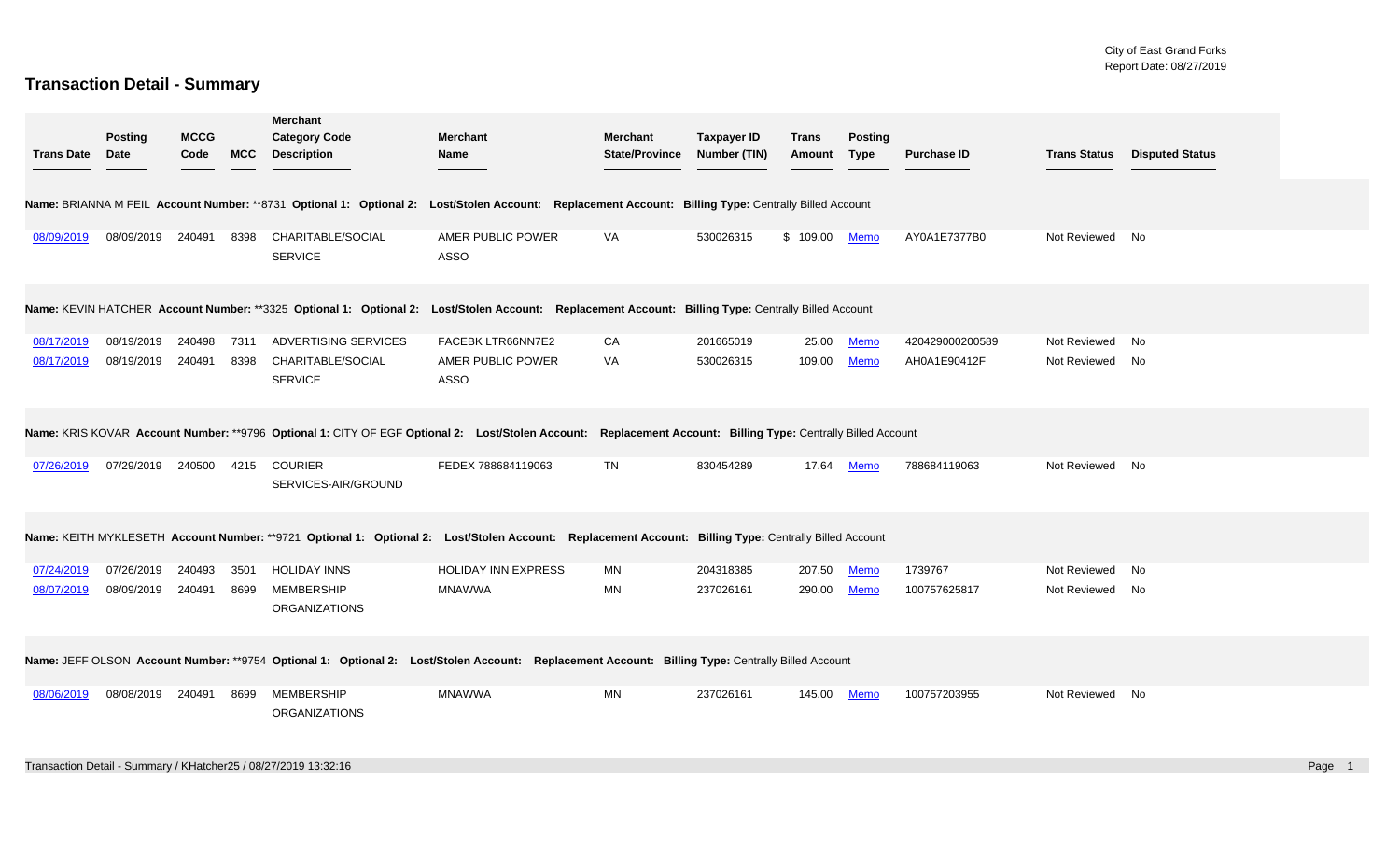City of East Grand Forks
Report Date: 08/27/2019

# Transaction Detail - Summary

| Trans Date | Posting Date | MCCG Code | MCC | Merchant Category Code Description | Merchant Name | Merchant State/Province | Taxpayer ID Number (TIN) | Trans Amount | Posting Type | Purchase ID | Trans Status | Disputed Status |
|---|---|---|---|---|---|---|---|---|---|---|---|---|
| **Name:** BRIANNA M FEIL **Account Number:** **8731 **Optional 1:** **Optional 2:** **Lost/Stolen Account:** **Replacement Account:** **Billing Type:** Centrally Billed Account | | | | | | | | | | | | |
| 08/09/2019 | 08/09/2019 | 240491 | 8398 | CHARITABLE/SOCIAL SERVICE | AMER PUBLIC POWER ASSO | VA | 530026315 | $ 109.00 | Memo | AY0A1E7377B0 | Not Reviewed | No |
| **Name:** KEVIN HATCHER **Account Number:** **3325 **Optional 1:** **Optional 2:** **Lost/Stolen Account:** **Replacement Account:** **Billing Type:** Centrally Billed Account | | | | | | | | | | | | |
| 08/17/2019 | 08/19/2019 | 240498 | 7311 | ADVERTISING SERVICES | FACEBK LTR66NN7E2 | CA | 201665019 | 25.00 | Memo | 420429000200589 | Not Reviewed | No |
| 08/17/2019 | 08/19/2019 | 240491 | 8398 | CHARITABLE/SOCIAL SERVICE | AMER PUBLIC POWER ASSO | VA | 530026315 | 109.00 | Memo | AH0A1E90412F | Not Reviewed | No |
| **Name:** KRIS KOVAR **Account Number:** **9796 **Optional 1:** CITY OF EGF **Optional 2:** **Lost/Stolen Account:** **Replacement Account:** **Billing Type:** Centrally Billed Account | | | | | | | | | | | | |
| 07/26/2019 | 07/29/2019 | 240500 | 4215 | COURIER SERVICES-AIR/GROUND | FEDEX 788684119063 | TN | 830454289 | 17.64 | Memo | 788684119063 | Not Reviewed | No |
| **Name:** KEITH MYKLESETH **Account Number:** **9721 **Optional 1:** **Optional 2:** **Lost/Stolen Account:** **Replacement Account:** **Billing Type:** Centrally Billed Account | | | | | | | | | | | | |
| 07/24/2019 | 07/26/2019 | 240493 | 3501 | HOLIDAY INNS | HOLIDAY INN EXPRESS | MN | 204318385 | 207.50 | Memo | 1739767 | Not Reviewed | No |
| 08/07/2019 | 08/09/2019 | 240491 | 8699 | MEMBERSHIP ORGANIZATIONS | MNAWWA | MN | 237026161 | 290.00 | Memo | 100757625817 | Not Reviewed | No |
| **Name:** JEFF OLSON **Account Number:** **9754 **Optional 1:** **Optional 2:** **Lost/Stolen Account:** **Replacement Account:** **Billing Type:** Centrally Billed Account | | | | | | | | | | | | |
| 08/06/2019 | 08/08/2019 | 240491 | 8699 | MEMBERSHIP ORGANIZATIONS | MNAWWA | MN | 237026161 | 145.00 | Memo | 100757203955 | Not Reviewed | No |

Transaction Detail - Summary / KHatcher25 / 08/27/2019 13:32:16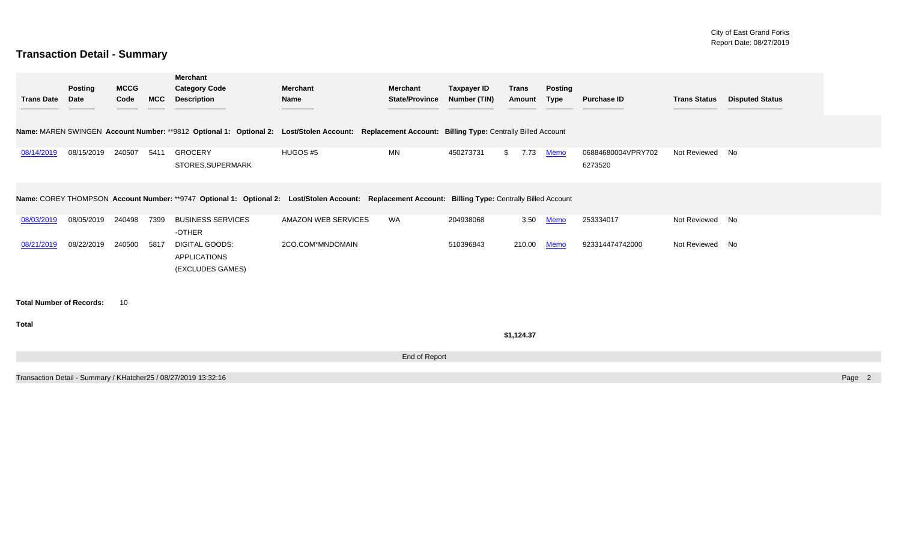City of East Grand Forks
Report Date: 08/27/2019

# Transaction Detail - Summary

| Trans Date | Posting Date | MCCG Code | MCC | Merchant Category Code Description | Merchant Name | Merchant State/Province | Taxpayer ID Number (TIN) | Trans Amount | Posting Type | Purchase ID | Trans Status | Disputed Status |
|---|---|---|---|---|---|---|---|---|---|---|---|---|
| **Name:** MAREN SWINGEN **Account Number:** **9812 **Optional 1:** **Optional 2:** **Lost/Stolen Account:** **Replacement Account:** **Billing Type:** Centrally Billed Account | | | | | | | | | | | | |
| 08/14/2019 | 08/15/2019 | 240507 | 5411 | GROCERY STORES,SUPERMARK | HUGOS #5 | MN | 450273731 | $ 7.73 | Memo | 06884680004VPRY7026273520 | Not Reviewed | No |
| **Name:** COREY THOMPSON **Account Number:** **9747 **Optional 1:** **Optional 2:** **Lost/Stolen Account:** **Replacement Account:** **Billing Type:** Centrally Billed Account | | | | | | | | | | | | |
| 08/03/2019 | 08/05/2019 | 240498 | 7399 | BUSINESS SERVICES -OTHER | AMAZON WEB SERVICES | WA | 204938068 | 3.50 | Memo | 253334017 | Not Reviewed | No |
| 08/21/2019 | 08/22/2019 | 240500 | 5817 | DIGITAL GOODS: APPLICATIONS (EXCLUDES GAMES) | 2CO.COM*MNDOMAIN | | 510396843 | 210.00 | Memo | 923314474742000 | Not Reviewed | No |

**Total Number of Records:** 10

**Total** **$1,124.37**

End of Report

Transaction Detail - Summary / KHatcher25 / 08/27/2019 13:32:16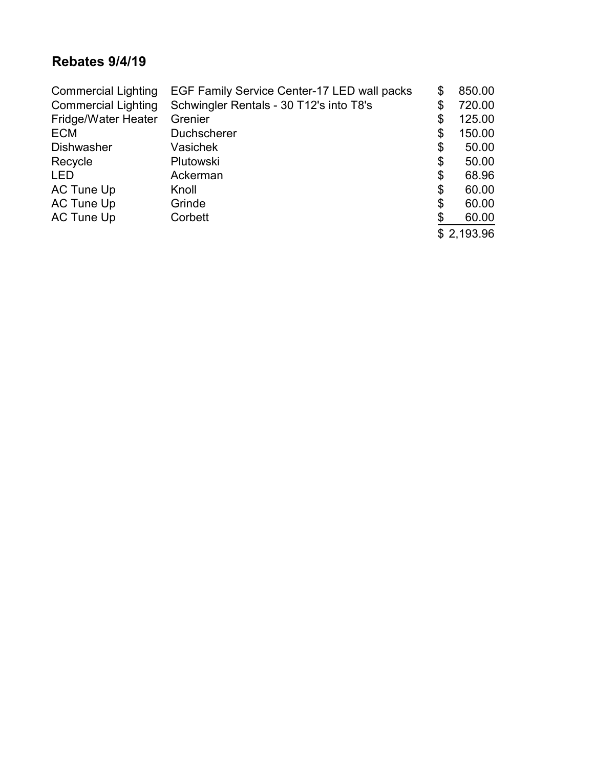## Rebates 9/4/19

| | | |
|---|---|---|
| Commercial Lighting | EGF Family Service Center-17 LED wall packs | $ 850.00 |
| Commercial Lighting | Schwingler Rentals - 30 T12's into T8's | $ 720.00 |
| Fridge/Water Heater | Grenier | $ 125.00 |
| ECM | Duchscherer | $ 150.00 |
| Dishwasher | Vasichek | $ 50.00 |
| Recycle | Plutowski | $ 50.00 |
| LED | Ackerman | $ 68.96 |
| AC Tune Up | Knoll | $ 60.00 |
| AC Tune Up | Grinde | $ 60.00 |
| AC Tune Up | Corbett | $ 60.00 |
| | | $ 2,193.96 |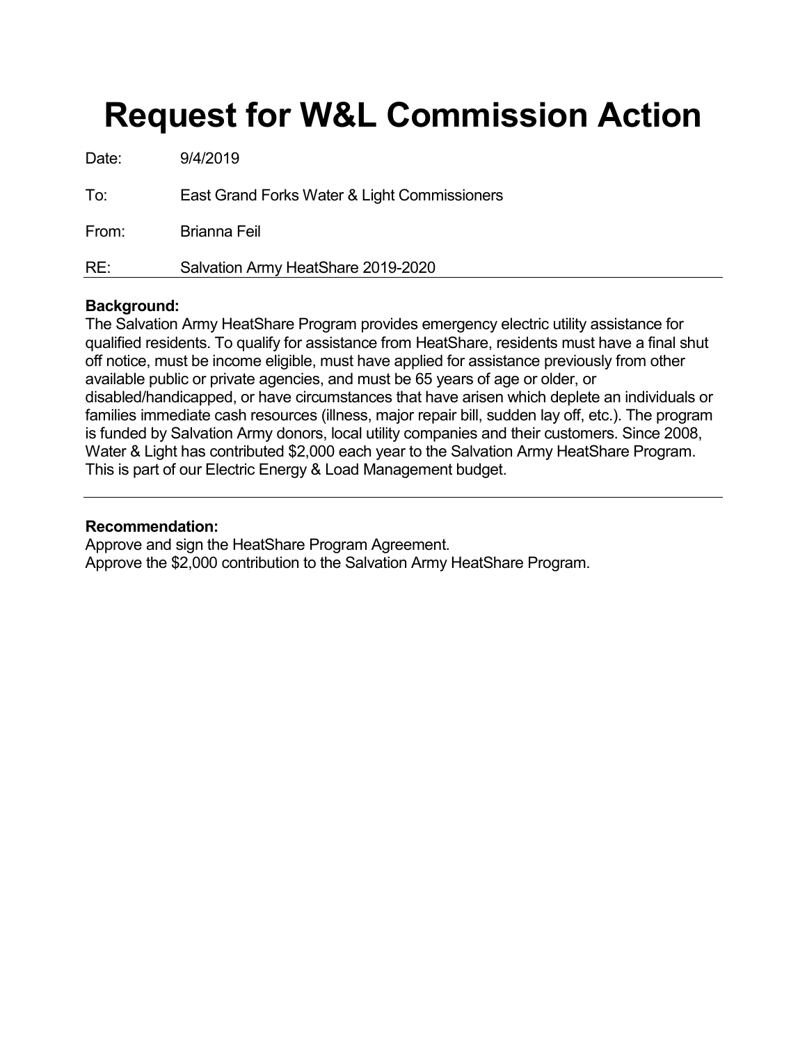# Request for W&L Commission Action

Date: 9/4/2019

To: East Grand Forks Water & Light Commissioners

From: Brianna Feil

RE: Salvation Army HeatShare 2019-2020

---

**Background:**

The Salvation Army HeatShare Program provides emergency electric utility assistance for qualified residents. To qualify for assistance from HeatShare, residents must have a final shut off notice, must be income eligible, must have applied for assistance previously from other available public or private agencies, and must be 65 years of age or older, or disabled/handicapped, or have circumstances that have arisen which deplete an individuals or families immediate cash resources (illness, major repair bill, sudden lay off, etc.). The program is funded by Salvation Army donors, local utility companies and their customers. Since 2008, Water & Light has contributed $2,000 each year to the Salvation Army HeatShare Program. This is part of our Electric Energy & Load Management budget.

---

**Recommendation:**

Approve and sign the HeatShare Program Agreement.
Approve the $2,000 contribution to the Salvation Army HeatShare Program.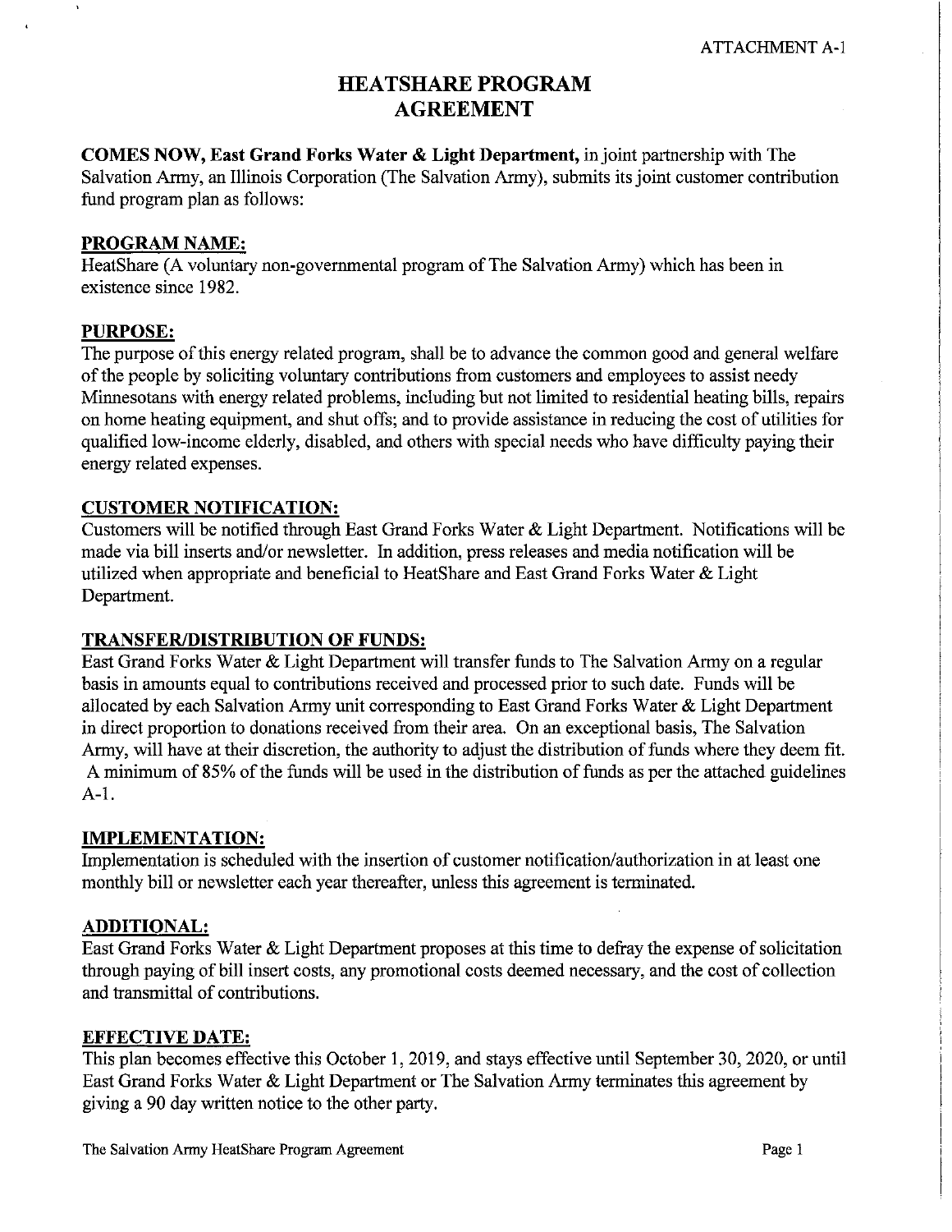ATTACHMENT A-1

# HEATSHARE PROGRAM AGREEMENT

**COMES NOW, East Grand Forks Water & Light Department,** in joint partnership with The Salvation Army, an Illinois Corporation (The Salvation Army), submits its joint customer contribution fund program plan as follows:

## PROGRAM NAME:

HeatShare (A voluntary non-governmental program of The Salvation Army) which has been in existence since 1982.

## PURPOSE:

The purpose of this energy related program, shall be to advance the common good and general welfare of the people by soliciting voluntary contributions from customers and employees to assist needy Minnesotans with energy related problems, including but not limited to residential heating bills, repairs on home heating equipment, and shut offs; and to provide assistance in reducing the cost of utilities for qualified low-income elderly, disabled, and others with special needs who have difficulty paying their energy related expenses.

## CUSTOMER NOTIFICATION:

Customers will be notified through East Grand Forks Water & Light Department. Notifications will be made via bill inserts and/or newsletter. In addition, press releases and media notification will be utilized when appropriate and beneficial to HeatShare and East Grand Forks Water & Light Department.

## TRANSFER/DISTRIBUTION OF FUNDS:

East Grand Forks Water & Light Department will transfer funds to The Salvation Army on a regular basis in amounts equal to contributions received and processed prior to such date. Funds will be allocated by each Salvation Army unit corresponding to East Grand Forks Water & Light Department in direct proportion to donations received from their area. On an exceptional basis, The Salvation Army, will have at their discretion, the authority to adjust the distribution of funds where they deem fit. A minimum of 85% of the funds will be used in the distribution of funds as per the attached guidelines A-1.

## IMPLEMENTATION:

Implementation is scheduled with the insertion of customer notification/authorization in at least one monthly bill or newsletter each year thereafter, unless this agreement is terminated.

## ADDITIONAL:

East Grand Forks Water & Light Department proposes at this time to defray the expense of solicitation through paying of bill insert costs, any promotional costs deemed necessary, and the cost of collection and transmittal of contributions.

## EFFECTIVE DATE:

This plan becomes effective this October 1, 2019, and stays effective until September 30, 2020, or until East Grand Forks Water & Light Department or The Salvation Army terminates this agreement by giving a 90 day written notice to the other party.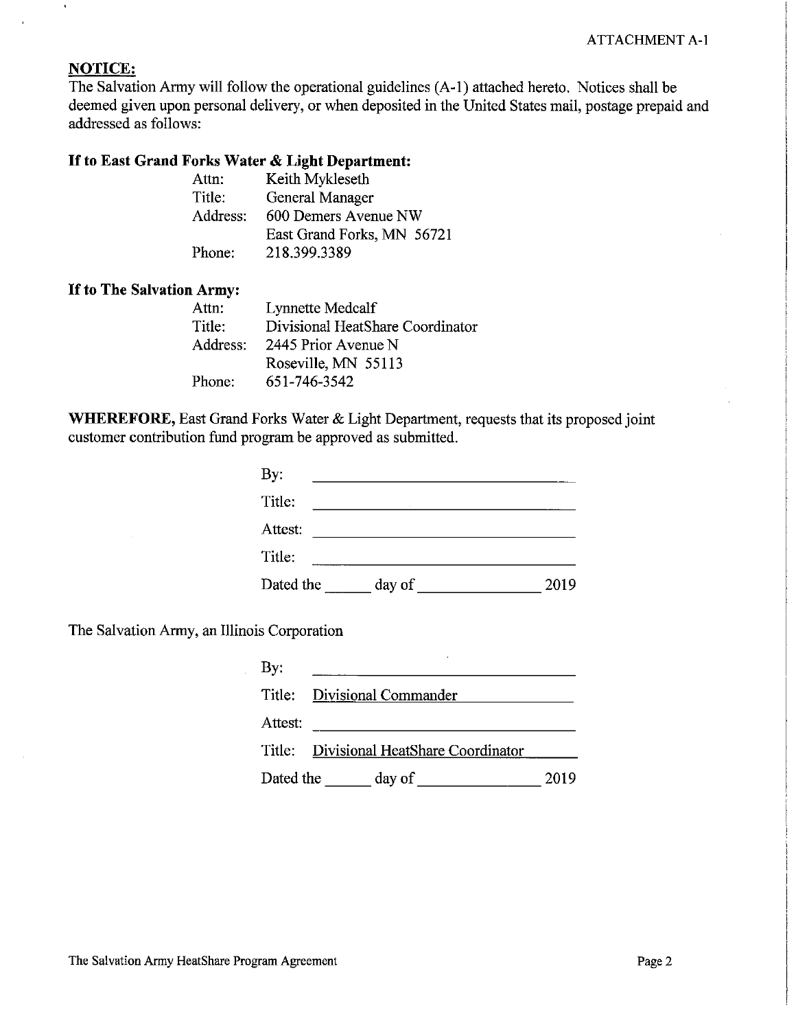ATTACHMENT A-1

**NOTICE:**

The Salvation Army will follow the operational guidelines (A-1) attached hereto. Notices shall be deemed given upon personal delivery, or when deposited in the United States mail, postage prepaid and addressed as follows:

**If to East Grand Forks Water & Light Department:**

| | |
|---|---|
| Attn: | Keith Mykleseth |
| Title: | General Manager |
| Address: | 600 Demers Avenue NW |
| | East Grand Forks, MN 56721 |
| Phone: | 218.399.3389 |

**If to The Salvation Army:**

| | |
|---|---|
| Attn: | Lynnette Medcalf |
| Title: | Divisional HeatShare Coordinator |
| Address: | 2445 Prior Avenue N |
| | Roseville, MN 55113 |
| Phone: | 651-746-3542 |

**WHEREFORE,** East Grand Forks Water & Light Department, requests that its proposed joint customer contribution fund program be approved as submitted.

By: ______________________________

Title: ______________________________

Attest: ______________________________

Title: ______________________________

Dated the ______ day of ______________ 2019

The Salvation Army, an Illinois Corporation

By: ______________________________

Title: Divisional Commander

Attest: ______________________________

Title: Divisional HeatShare Coordinator

Dated the ______ day of ______________ 2019

The Salvation Army HeatShare Program Agreement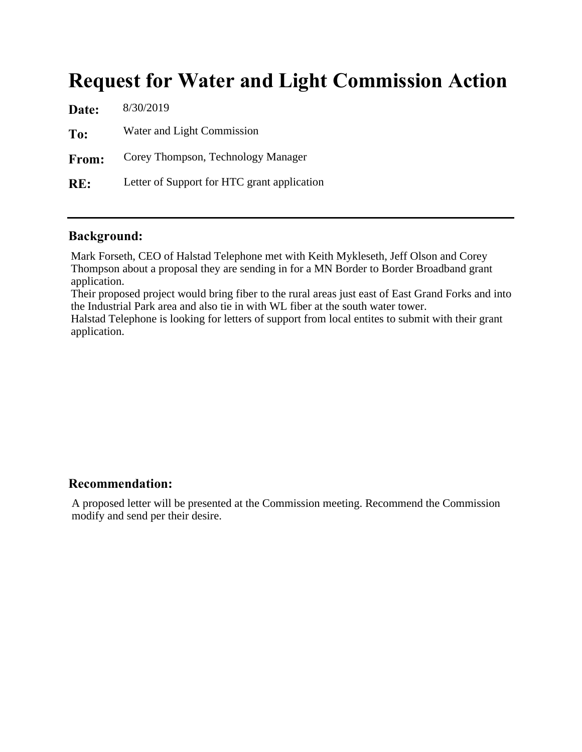# Request for Water and Light Commission Action

**Date:** 8/30/2019

**To:** Water and Light Commission

**From:** Corey Thompson, Technology Manager

**RE:** Letter of Support for HTC grant application

---

## Background:

Mark Forseth, CEO of Halstad Telephone met with Keith Mykleseth, Jeff Olson and Corey Thompson about a proposal they are sending in for a MN Border to Border Broadband grant application.

Their proposed project would bring fiber to the rural areas just east of East Grand Forks and into the Industrial Park area and also tie in with WL fiber at the south water tower.

Halstad Telephone is looking for letters of support from local entites to submit with their grant application.

## Recommendation:

A proposed letter will be presented at the Commission meeting. Recommend the Commission modify and send per their desire.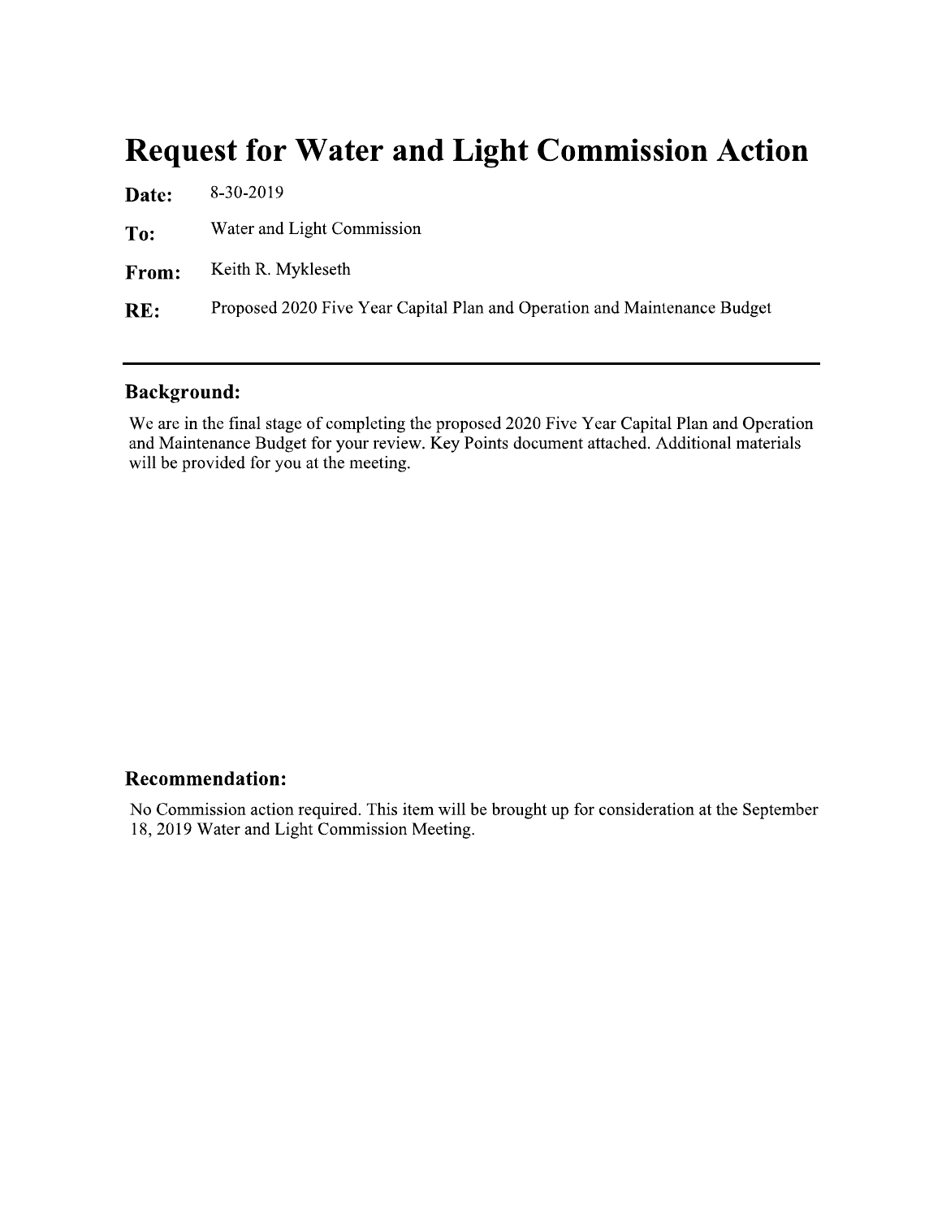# Request for Water and Light Commission Action

**Date:** 8-30-2019

**To:** Water and Light Commission

**From:** Keith R. Mykleseth

**RE:** Proposed 2020 Five Year Capital Plan and Operation and Maintenance Budget

---

## Background:

We are in the final stage of completing the proposed 2020 Five Year Capital Plan and Operation and Maintenance Budget for your review. Key Points document attached. Additional materials will be provided for you at the meeting.

## Recommendation:

No Commission action required. This item will be brought up for consideration at the September 18, 2019 Water and Light Commission Meeting.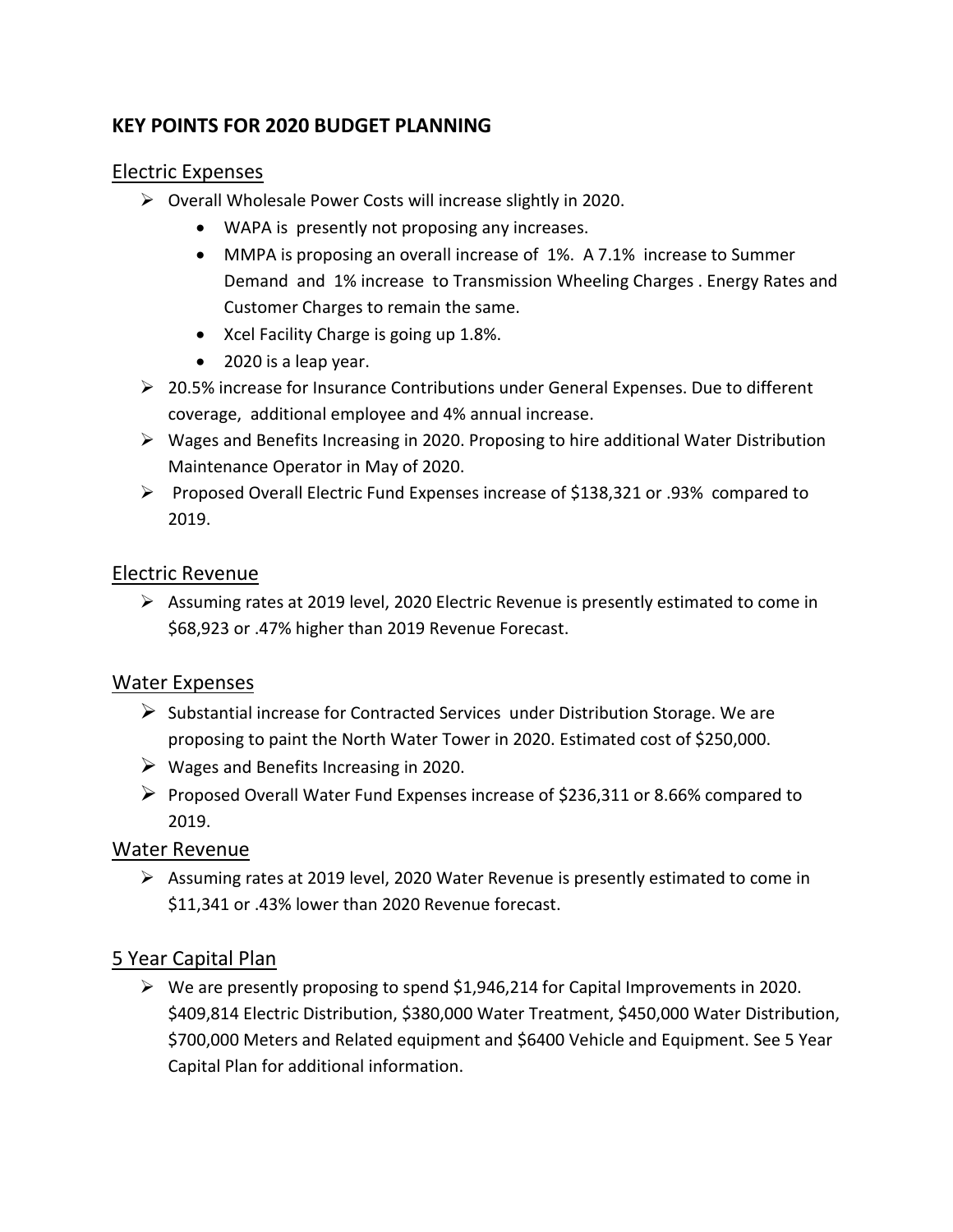## KEY POINTS FOR 2020 BUDGET PLANNING

### Electric Expenses

- Overall Wholesale Power Costs will increase slightly in 2020.
  - WAPA is presently not proposing any increases.
  - MMPA is proposing an overall increase of 1%. A 7.1% increase to Summer Demand and 1% increase to Transmission Wheeling Charges . Energy Rates and Customer Charges to remain the same.
  - Xcel Facility Charge is going up 1.8%.
  - 2020 is a leap year.
- 20.5% increase for Insurance Contributions under General Expenses. Due to different coverage, additional employee and 4% annual increase.
- Wages and Benefits Increasing in 2020. Proposing to hire additional Water Distribution Maintenance Operator in May of 2020.
- Proposed Overall Electric Fund Expenses increase of $138,321 or .93% compared to 2019.

### Electric Revenue

- Assuming rates at 2019 level, 2020 Electric Revenue is presently estimated to come in $68,923 or .47% higher than 2019 Revenue Forecast.

### Water Expenses

- Substantial increase for Contracted Services under Distribution Storage. We are proposing to paint the North Water Tower in 2020. Estimated cost of $250,000.
- Wages and Benefits Increasing in 2020.
- Proposed Overall Water Fund Expenses increase of $236,311 or 8.66% compared to 2019.

### Water Revenue

- Assuming rates at 2019 level, 2020 Water Revenue is presently estimated to come in $11,341 or .43% lower than 2020 Revenue forecast.

### 5 Year Capital Plan

- We are presently proposing to spend $1,946,214 for Capital Improvements in 2020. $409,814 Electric Distribution, $380,000 Water Treatment, $450,000 Water Distribution, $700,000 Meters and Related equipment and $6400 Vehicle and Equipment. See 5 Year Capital Plan for additional information.